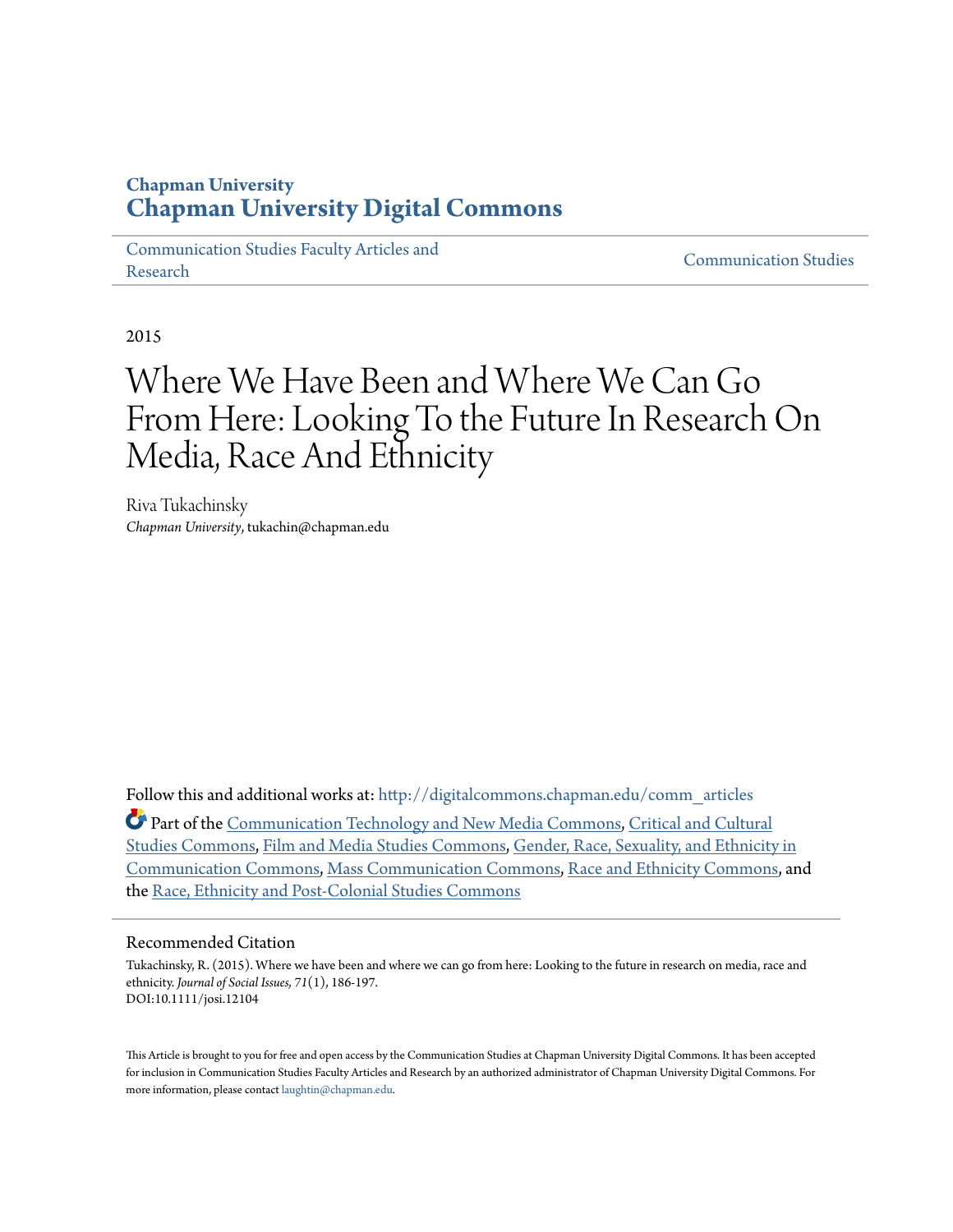**Chapman University**
## Chapman University Digital Commons

Communication Studies Faculty Articles and Research | Communication Studies

2015

# Where We Have Been and Where We Can Go From Here: Looking To the Future In Research On Media, Race And Ethnicity

Riva Tukachinsky
*Chapman University*, tukachin@chapman.edu

Follow this and additional works at: http://digitalcommons.chapman.edu/comm_articles

Part of the Communication Technology and New Media Commons, Critical and Cultural Studies Commons, Film and Media Studies Commons, Gender, Race, Sexuality, and Ethnicity in Communication Commons, Mass Communication Commons, Race and Ethnicity Commons, and the Race, Ethnicity and Post-Colonial Studies Commons

### Recommended Citation

Tukachinsky, R. (2015). Where we have been and where we can go from here: Looking to the future in research on media, race and ethnicity. *Journal of Social Issues, 71*(1), 186-197.
DOI:10.1111/josi.12104

This Article is brought to you for free and open access by the Communication Studies at Chapman University Digital Commons. It has been accepted for inclusion in Communication Studies Faculty Articles and Research by an authorized administrator of Chapman University Digital Commons. For more information, please contact laughtin@chapman.edu.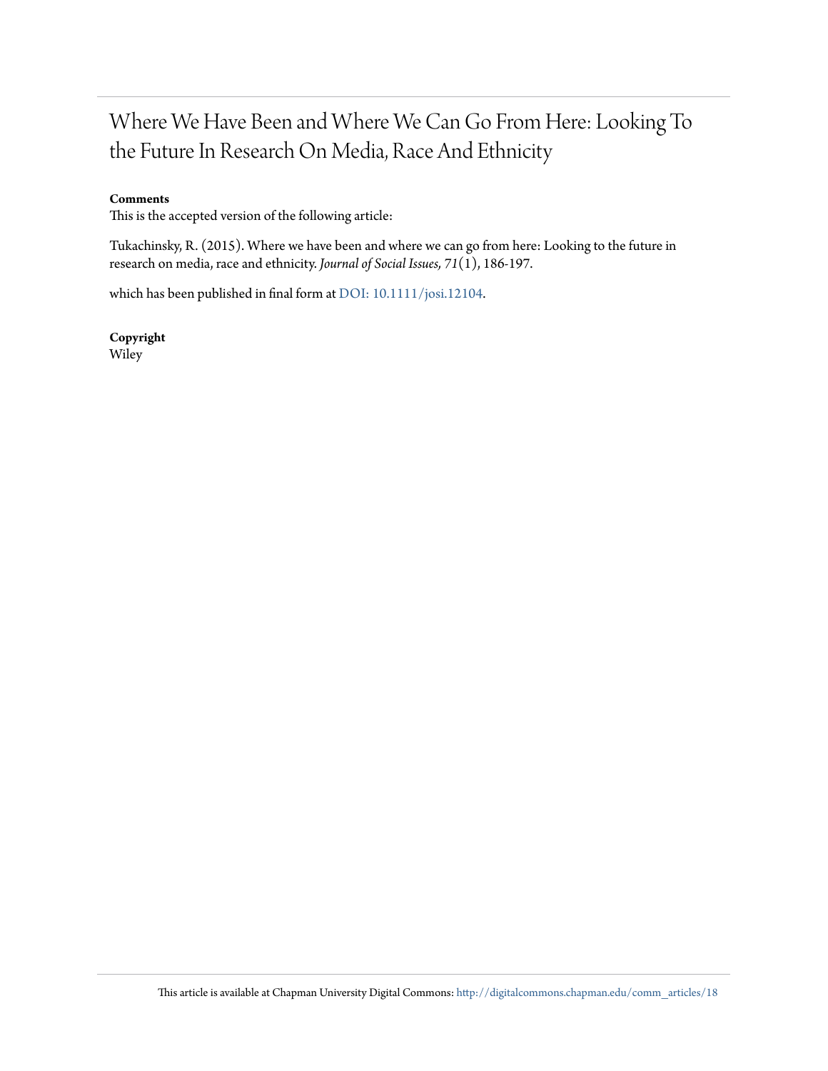# Where We Have Been and Where We Can Go From Here: Looking To the Future In Research On Media, Race And Ethnicity

**Comments**

This is the accepted version of the following article:

Tukachinsky, R. (2015). Where we have been and where we can go from here: Looking to the future in research on media, race and ethnicity. *Journal of Social Issues, 71*(1), 186-197.

which has been published in final form at DOI: 10.1111/josi.12104.

**Copyright**

Wiley

This article is available at Chapman University Digital Commons: http://digitalcommons.chapman.edu/comm_articles/18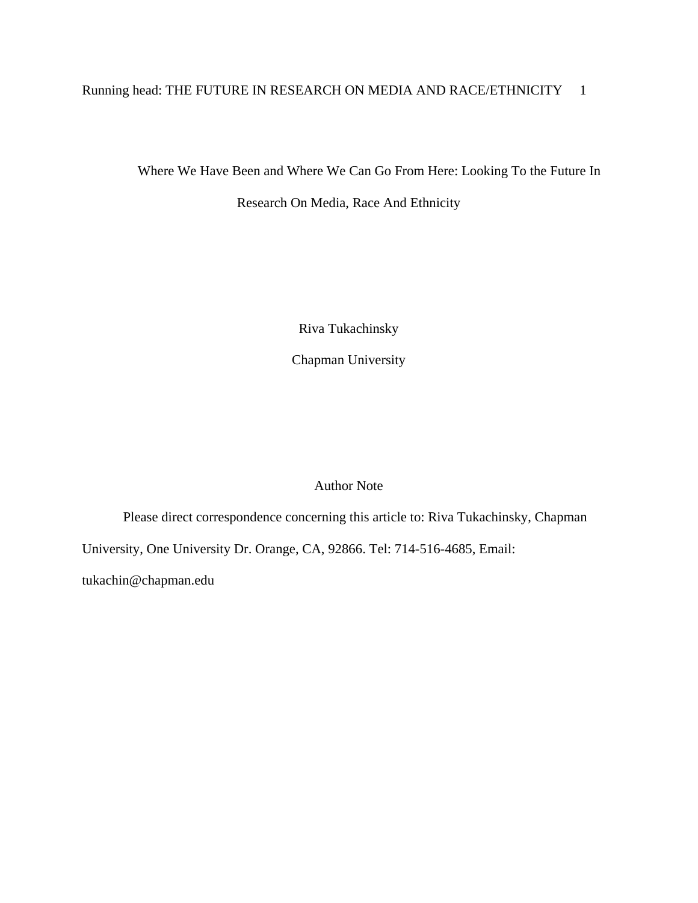# Where We Have Been and Where We Can Go From Here: Looking To the Future In Research On Media, Race And Ethnicity

Riva Tukachinsky

Chapman University

Author Note

Please direct correspondence concerning this article to: Riva Tukachinsky, Chapman University, One University Dr. Orange, CA, 92866. Tel: 714-516-4685, Email: tukachin@chapman.edu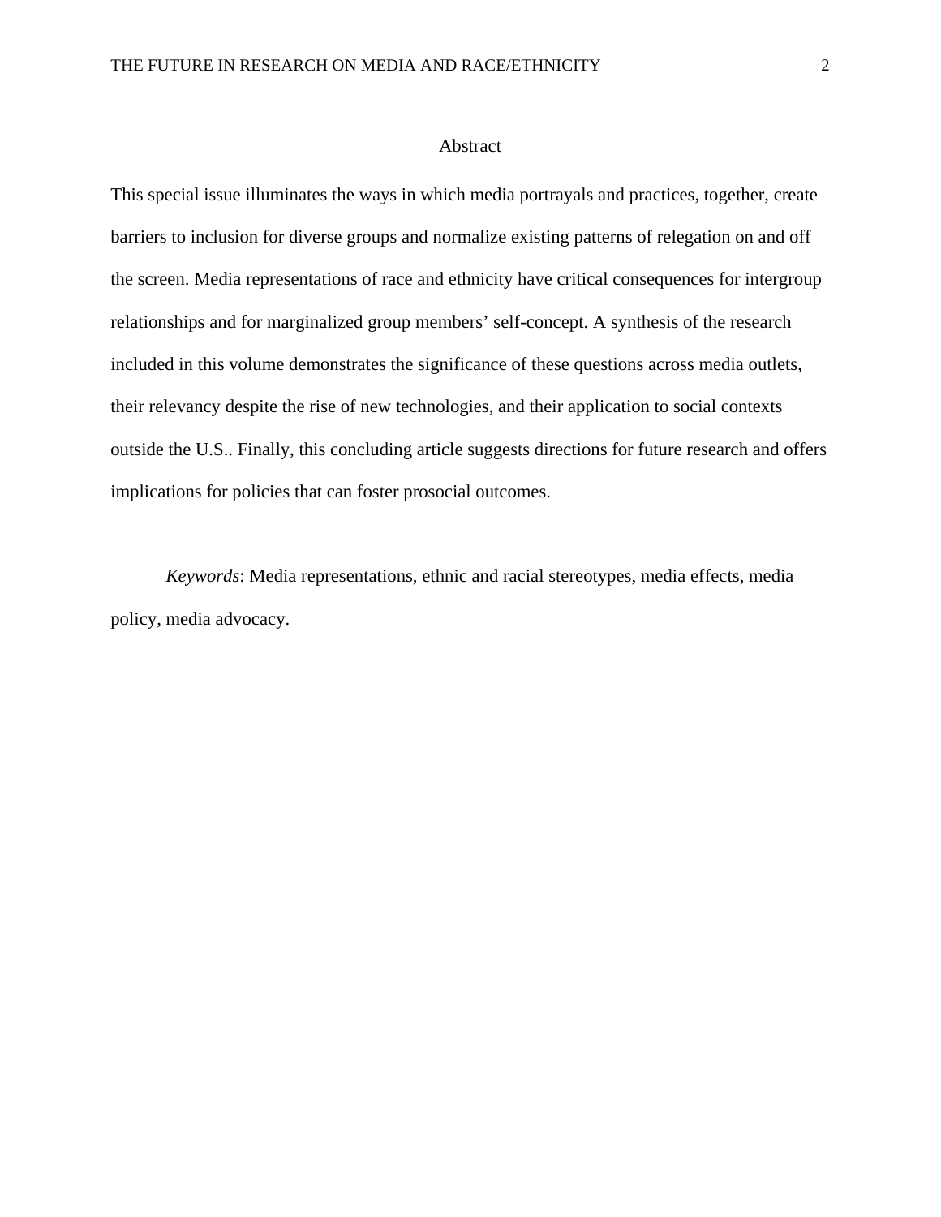# Abstract

This special issue illuminates the ways in which media portrayals and practices, together, create barriers to inclusion for diverse groups and normalize existing patterns of relegation on and off the screen. Media representations of race and ethnicity have critical consequences for intergroup relationships and for marginalized group members' self-concept. A synthesis of the research included in this volume demonstrates the significance of these questions across media outlets, their relevancy despite the rise of new technologies, and their application to social contexts outside the U.S.. Finally, this concluding article suggests directions for future research and offers implications for policies that can foster prosocial outcomes.

*Keywords*: Media representations, ethnic and racial stereotypes, media effects, media policy, media advocacy.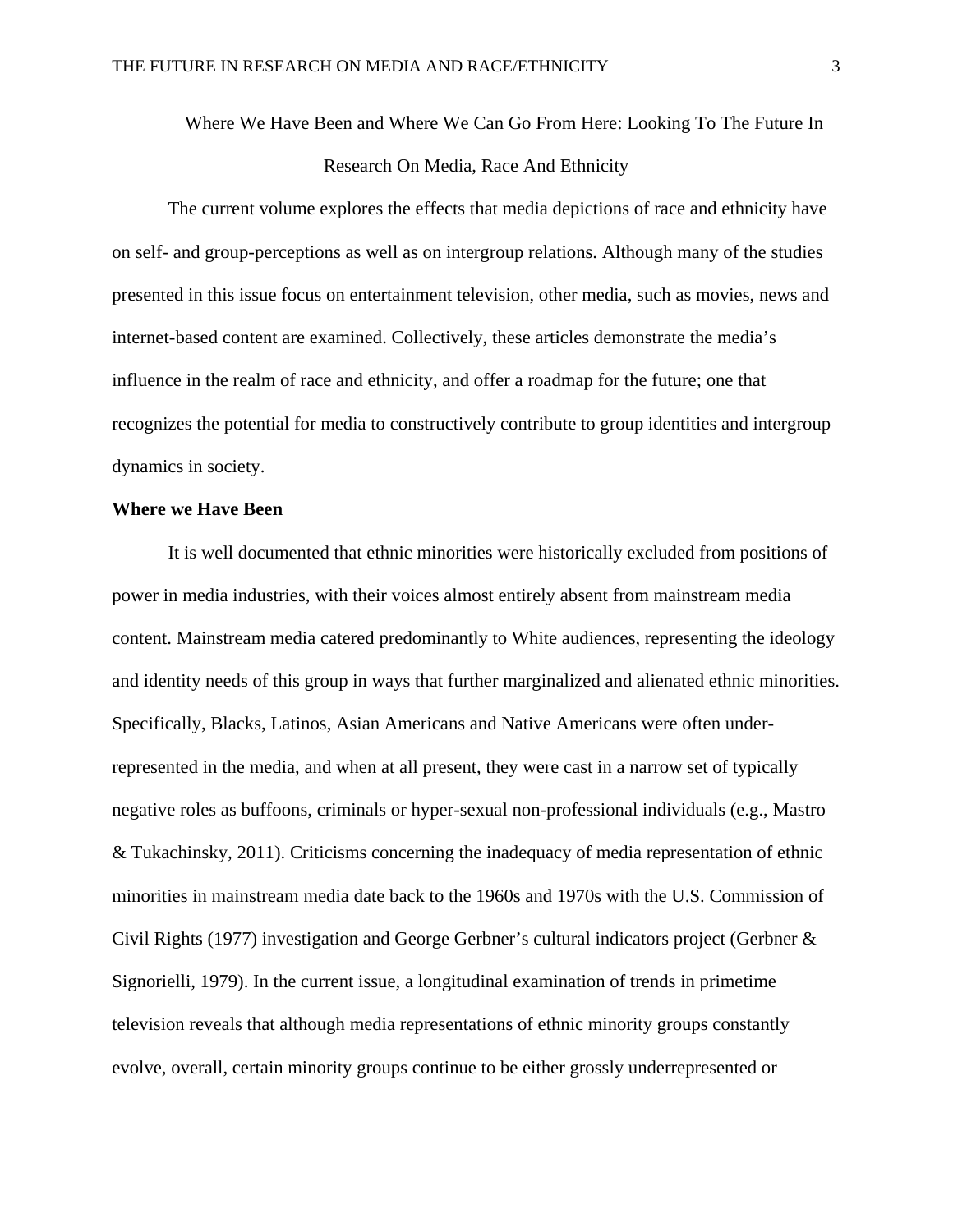# Where We Have Been and Where We Can Go From Here: Looking To The Future In Research On Media, Race And Ethnicity

The current volume explores the effects that media depictions of race and ethnicity have on self- and group-perceptions as well as on intergroup relations. Although many of the studies presented in this issue focus on entertainment television, other media, such as movies, news and internet-based content are examined. Collectively, these articles demonstrate the media's influence in the realm of race and ethnicity, and offer a roadmap for the future; one that recognizes the potential for media to constructively contribute to group identities and intergroup dynamics in society.

## Where we Have Been

It is well documented that ethnic minorities were historically excluded from positions of power in media industries, with their voices almost entirely absent from mainstream media content. Mainstream media catered predominantly to White audiences, representing the ideology and identity needs of this group in ways that further marginalized and alienated ethnic minorities. Specifically, Blacks, Latinos, Asian Americans and Native Americans were often under-represented in the media, and when at all present, they were cast in a narrow set of typically negative roles as buffoons, criminals or hyper-sexual non-professional individuals (e.g., Mastro & Tukachinsky, 2011). Criticisms concerning the inadequacy of media representation of ethnic minorities in mainstream media date back to the 1960s and 1970s with the U.S. Commission of Civil Rights (1977) investigation and George Gerbner's cultural indicators project (Gerbner & Signorielli, 1979). In the current issue, a longitudinal examination of trends in primetime television reveals that although media representations of ethnic minority groups constantly evolve, overall, certain minority groups continue to be either grossly underrepresented or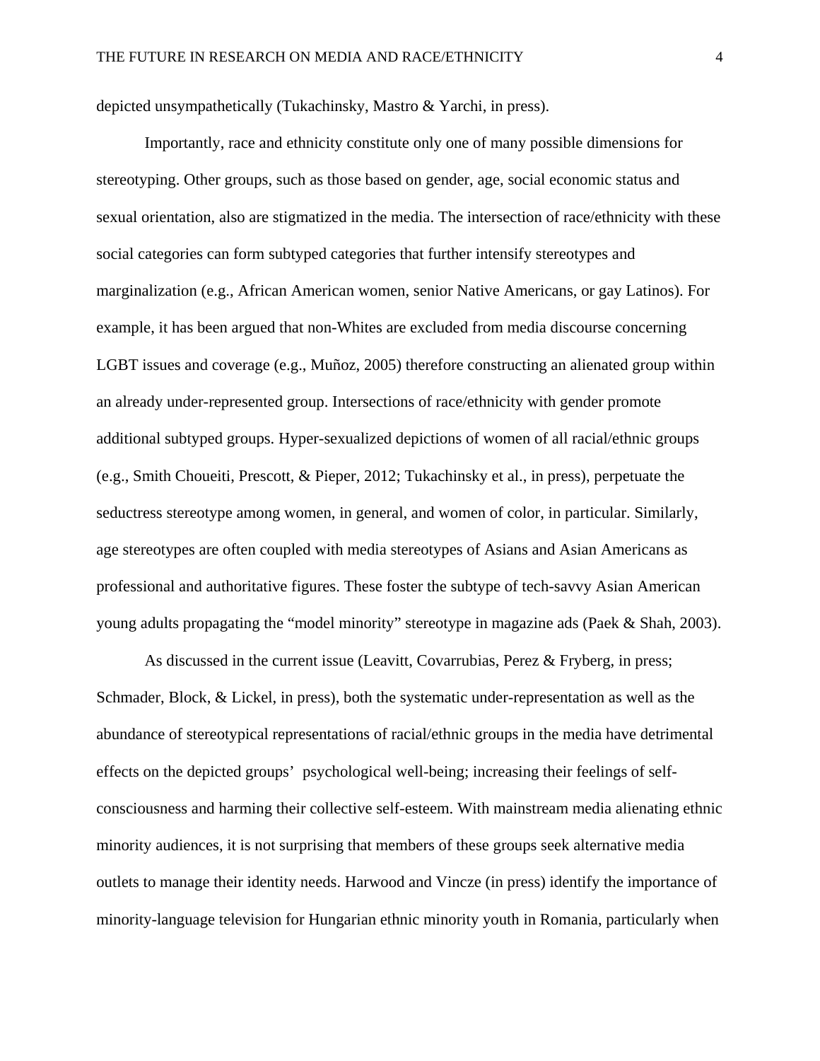depicted unsympathetically (Tukachinsky, Mastro & Yarchi, in press).

Importantly, race and ethnicity constitute only one of many possible dimensions for stereotyping. Other groups, such as those based on gender, age, social economic status and sexual orientation, also are stigmatized in the media. The intersection of race/ethnicity with these social categories can form subtyped categories that further intensify stereotypes and marginalization (e.g., African American women, senior Native Americans, or gay Latinos). For example, it has been argued that non-Whites are excluded from media discourse concerning LGBT issues and coverage (e.g., Muñoz, 2005) therefore constructing an alienated group within an already under-represented group. Intersections of race/ethnicity with gender promote additional subtyped groups. Hyper-sexualized depictions of women of all racial/ethnic groups (e.g., Smith Choueiti, Prescott, & Pieper, 2012; Tukachinsky et al., in press), perpetuate the seductress stereotype among women, in general, and women of color, in particular. Similarly, age stereotypes are often coupled with media stereotypes of Asians and Asian Americans as professional and authoritative figures. These foster the subtype of tech-savvy Asian American young adults propagating the "model minority" stereotype in magazine ads (Paek & Shah, 2003).

As discussed in the current issue (Leavitt, Covarrubias, Perez & Fryberg, in press; Schmader, Block, & Lickel, in press), both the systematic under-representation as well as the abundance of stereotypical representations of racial/ethnic groups in the media have detrimental effects on the depicted groups' psychological well-being; increasing their feelings of self-consciousness and harming their collective self-esteem. With mainstream media alienating ethnic minority audiences, it is not surprising that members of these groups seek alternative media outlets to manage their identity needs. Harwood and Vincze (in press) identify the importance of minority-language television for Hungarian ethnic minority youth in Romania, particularly when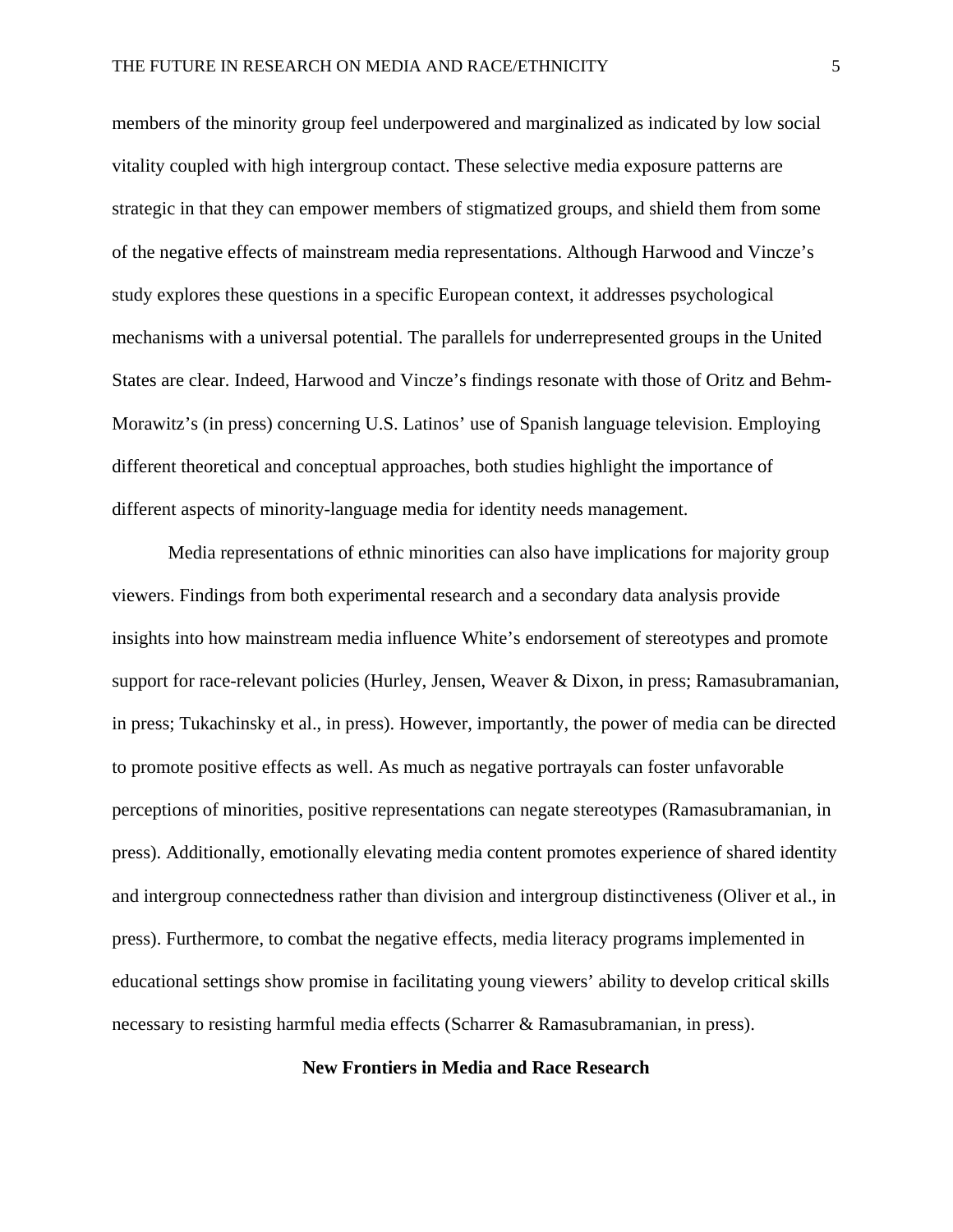members of the minority group feel underpowered and marginalized as indicated by low social vitality coupled with high intergroup contact. These selective media exposure patterns are strategic in that they can empower members of stigmatized groups, and shield them from some of the negative effects of mainstream media representations. Although Harwood and Vincze's study explores these questions in a specific European context, it addresses psychological mechanisms with a universal potential. The parallels for underrepresented groups in the United States are clear. Indeed, Harwood and Vincze's findings resonate with those of Oritz and Behm-Morawitz's (in press) concerning U.S. Latinos' use of Spanish language television. Employing different theoretical and conceptual approaches, both studies highlight the importance of different aspects of minority-language media for identity needs management.

Media representations of ethnic minorities can also have implications for majority group viewers. Findings from both experimental research and a secondary data analysis provide insights into how mainstream media influence White's endorsement of stereotypes and promote support for race-relevant policies (Hurley, Jensen, Weaver & Dixon, in press; Ramasubramanian, in press; Tukachinsky et al., in press). However, importantly, the power of media can be directed to promote positive effects as well. As much as negative portrayals can foster unfavorable perceptions of minorities, positive representations can negate stereotypes (Ramasubramanian, in press). Additionally, emotionally elevating media content promotes experience of shared identity and intergroup connectedness rather than division and intergroup distinctiveness (Oliver et al., in press). Furthermore, to combat the negative effects, media literacy programs implemented in educational settings show promise in facilitating young viewers' ability to develop critical skills necessary to resisting harmful media effects (Scharrer & Ramasubramanian, in press).

## New Frontiers in Media and Race Research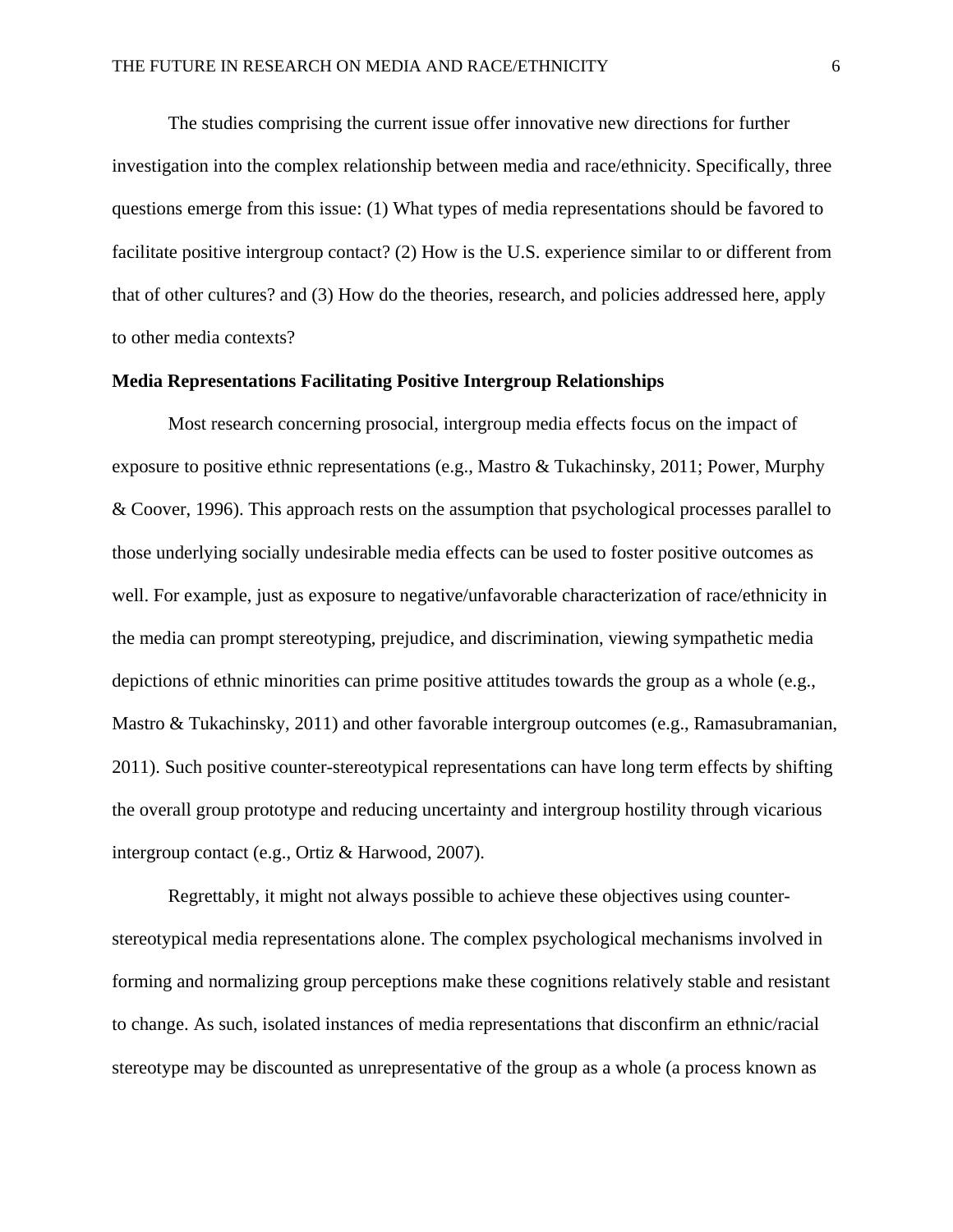The studies comprising the current issue offer innovative new directions for further investigation into the complex relationship between media and race/ethnicity. Specifically, three questions emerge from this issue: (1) What types of media representations should be favored to facilitate positive intergroup contact? (2) How is the U.S. experience similar to or different from that of other cultures? and (3) How do the theories, research, and policies addressed here, apply to other media contexts?

**Media Representations Facilitating Positive Intergroup Relationships**

Most research concerning prosocial, intergroup media effects focus on the impact of exposure to positive ethnic representations (e.g., Mastro & Tukachinsky, 2011; Power, Murphy & Coover, 1996). This approach rests on the assumption that psychological processes parallel to those underlying socially undesirable media effects can be used to foster positive outcomes as well. For example, just as exposure to negative/unfavorable characterization of race/ethnicity in the media can prompt stereotyping, prejudice, and discrimination, viewing sympathetic media depictions of ethnic minorities can prime positive attitudes towards the group as a whole (e.g., Mastro & Tukachinsky, 2011) and other favorable intergroup outcomes (e.g., Ramasubramanian, 2011). Such positive counter-stereotypical representations can have long term effects by shifting the overall group prototype and reducing uncertainty and intergroup hostility through vicarious intergroup contact (e.g., Ortiz & Harwood, 2007).

Regrettably, it might not always possible to achieve these objectives using counter-stereotypical media representations alone. The complex psychological mechanisms involved in forming and normalizing group perceptions make these cognitions relatively stable and resistant to change. As such, isolated instances of media representations that disconfirm an ethnic/racial stereotype may be discounted as unrepresentative of the group as a whole (a process known as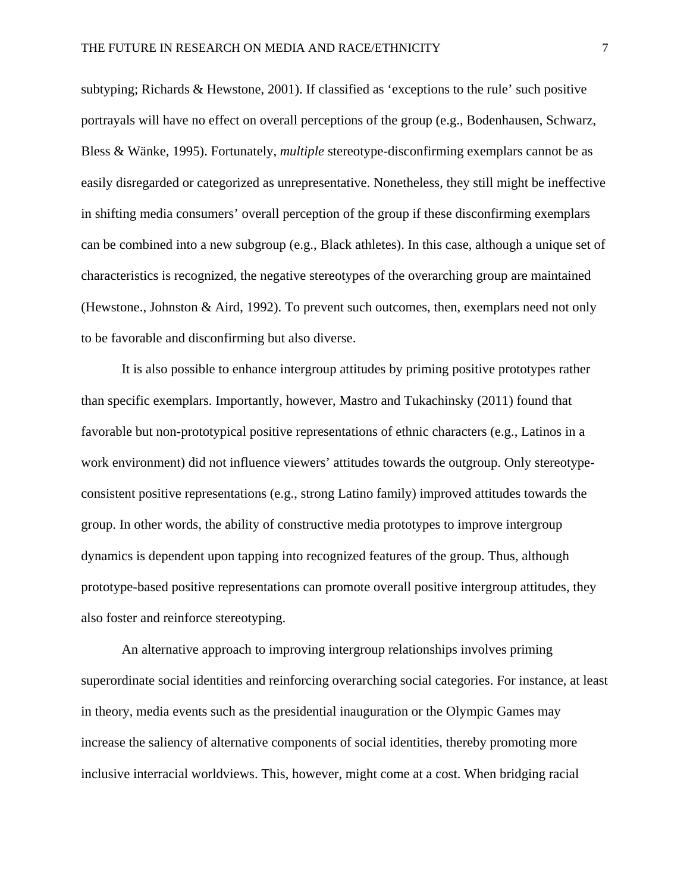subtyping; Richards & Hewstone, 2001). If classified as 'exceptions to the rule' such positive portrayals will have no effect on overall perceptions of the group (e.g., Bodenhausen, Schwarz, Bless & Wänke, 1995). Fortunately, *multiple* stereotype-disconfirming exemplars cannot be as easily disregarded or categorized as unrepresentative. Nonetheless, they still might be ineffective in shifting media consumers' overall perception of the group if these disconfirming exemplars can be combined into a new subgroup (e.g., Black athletes). In this case, although a unique set of characteristics is recognized, the negative stereotypes of the overarching group are maintained (Hewstone., Johnston & Aird, 1992). To prevent such outcomes, then, exemplars need not only to be favorable and disconfirming but also diverse.

It is also possible to enhance intergroup attitudes by priming positive prototypes rather than specific exemplars. Importantly, however, Mastro and Tukachinsky (2011) found that favorable but non-prototypical positive representations of ethnic characters (e.g., Latinos in a work environment) did not influence viewers' attitudes towards the outgroup. Only stereotype-consistent positive representations (e.g., strong Latino family) improved attitudes towards the group. In other words, the ability of constructive media prototypes to improve intergroup dynamics is dependent upon tapping into recognized features of the group. Thus, although prototype-based positive representations can promote overall positive intergroup attitudes, they also foster and reinforce stereotyping.

An alternative approach to improving intergroup relationships involves priming superordinate social identities and reinforcing overarching social categories. For instance, at least in theory, media events such as the presidential inauguration or the Olympic Games may increase the saliency of alternative components of social identities, thereby promoting more inclusive interracial worldviews. This, however, might come at a cost. When bridging racial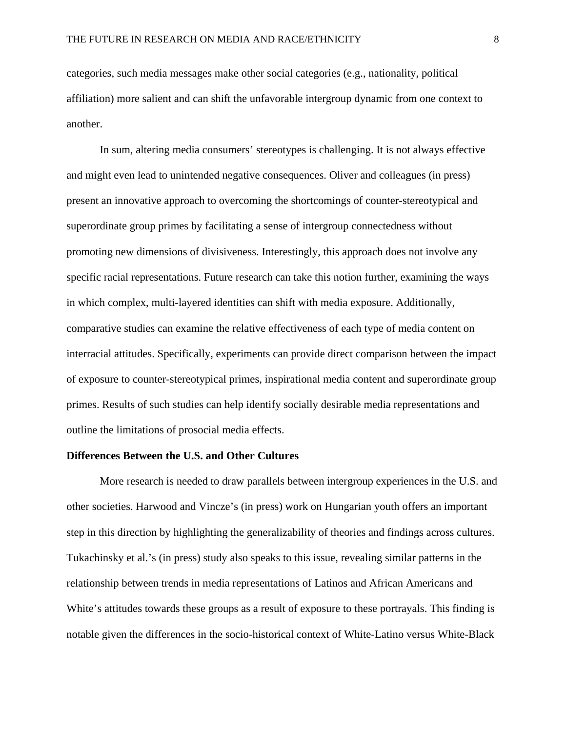categories, such media messages make other social categories (e.g., nationality, political affiliation) more salient and can shift the unfavorable intergroup dynamic from one context to another.

In sum, altering media consumers' stereotypes is challenging. It is not always effective and might even lead to unintended negative consequences. Oliver and colleagues (in press) present an innovative approach to overcoming the shortcomings of counter-stereotypical and superordinate group primes by facilitating a sense of intergroup connectedness without promoting new dimensions of divisiveness. Interestingly, this approach does not involve any specific racial representations. Future research can take this notion further, examining the ways in which complex, multi-layered identities can shift with media exposure. Additionally, comparative studies can examine the relative effectiveness of each type of media content on interracial attitudes. Specifically, experiments can provide direct comparison between the impact of exposure to counter-stereotypical primes, inspirational media content and superordinate group primes. Results of such studies can help identify socially desirable media representations and outline the limitations of prosocial media effects.

**Differences Between the U.S. and Other Cultures**

More research is needed to draw parallels between intergroup experiences in the U.S. and other societies. Harwood and Vincze's (in press) work on Hungarian youth offers an important step in this direction by highlighting the generalizability of theories and findings across cultures. Tukachinsky et al.'s (in press) study also speaks to this issue, revealing similar patterns in the relationship between trends in media representations of Latinos and African Americans and White's attitudes towards these groups as a result of exposure to these portrayals. This finding is notable given the differences in the socio-historical context of White-Latino versus White-Black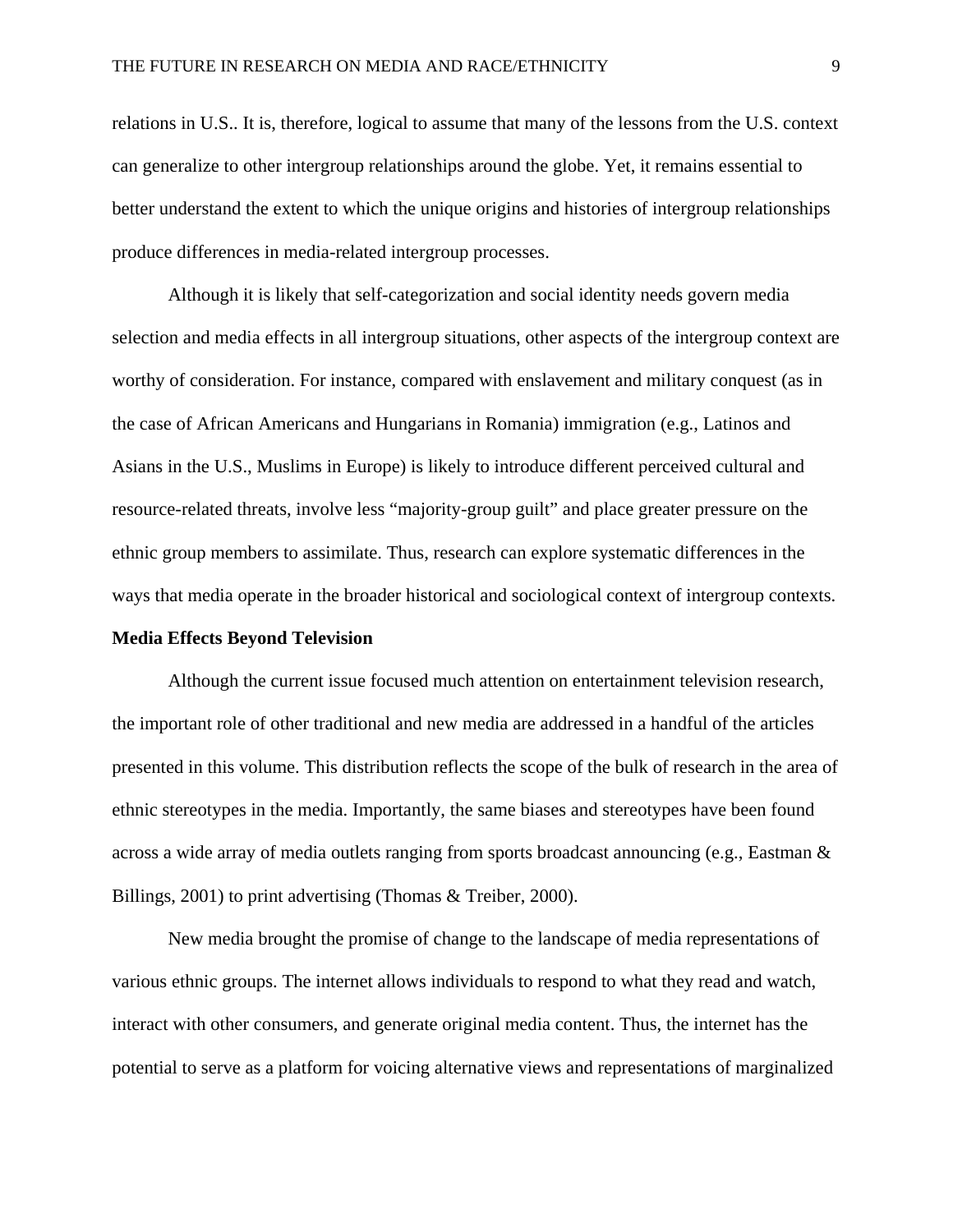relations in U.S.. It is, therefore, logical to assume that many of the lessons from the U.S. context can generalize to other intergroup relationships around the globe. Yet, it remains essential to better understand the extent to which the unique origins and histories of intergroup relationships produce differences in media-related intergroup processes.

Although it is likely that self-categorization and social identity needs govern media selection and media effects in all intergroup situations, other aspects of the intergroup context are worthy of consideration. For instance, compared with enslavement and military conquest (as in the case of African Americans and Hungarians in Romania) immigration (e.g., Latinos and Asians in the U.S., Muslims in Europe) is likely to introduce different perceived cultural and resource-related threats, involve less "majority-group guilt" and place greater pressure on the ethnic group members to assimilate. Thus, research can explore systematic differences in the ways that media operate in the broader historical and sociological context of intergroup contexts.

**Media Effects Beyond Television**

Although the current issue focused much attention on entertainment television research, the important role of other traditional and new media are addressed in a handful of the articles presented in this volume. This distribution reflects the scope of the bulk of research in the area of ethnic stereotypes in the media. Importantly, the same biases and stereotypes have been found across a wide array of media outlets ranging from sports broadcast announcing (e.g., Eastman & Billings, 2001) to print advertising (Thomas & Treiber, 2000).

New media brought the promise of change to the landscape of media representations of various ethnic groups. The internet allows individuals to respond to what they read and watch, interact with other consumers, and generate original media content. Thus, the internet has the potential to serve as a platform for voicing alternative views and representations of marginalized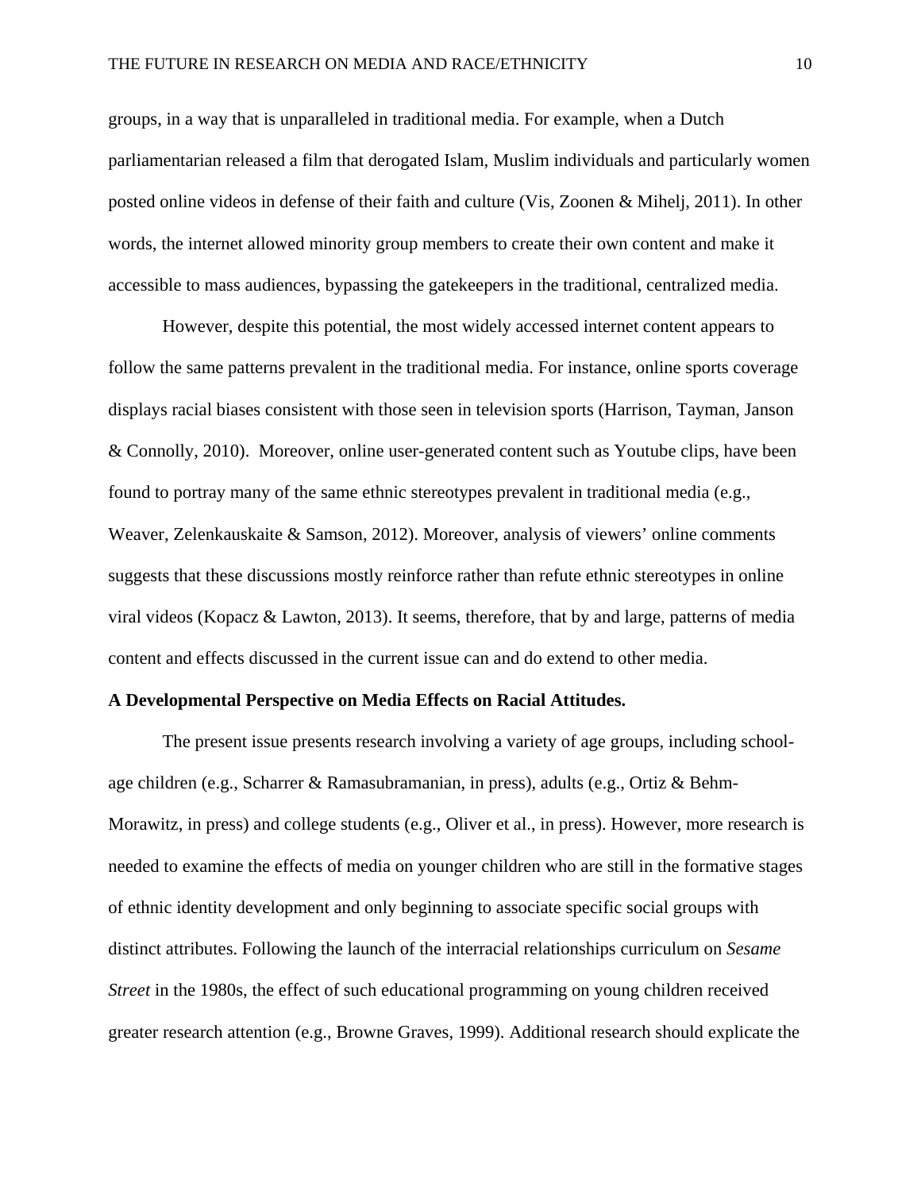groups, in a way that is unparalleled in traditional media. For example, when a Dutch parliamentarian released a film that derogated Islam, Muslim individuals and particularly women posted online videos in defense of their faith and culture (Vis, Zoonen & Mihelj, 2011). In other words, the internet allowed minority group members to create their own content and make it accessible to mass audiences, bypassing the gatekeepers in the traditional, centralized media.

However, despite this potential, the most widely accessed internet content appears to follow the same patterns prevalent in the traditional media. For instance, online sports coverage displays racial biases consistent with those seen in television sports (Harrison, Tayman, Janson & Connolly, 2010). Moreover, online user-generated content such as Youtube clips, have been found to portray many of the same ethnic stereotypes prevalent in traditional media (e.g., Weaver, Zelenkauskaite & Samson, 2012). Moreover, analysis of viewers' online comments suggests that these discussions mostly reinforce rather than refute ethnic stereotypes in online viral videos (Kopacz & Lawton, 2013). It seems, therefore, that by and large, patterns of media content and effects discussed in the current issue can and do extend to other media.

**A Developmental Perspective on Media Effects on Racial Attitudes.**

The present issue presents research involving a variety of age groups, including school-age children (e.g., Scharrer & Ramasubramanian, in press), adults (e.g., Ortiz & Behm-Morawitz, in press) and college students (e.g., Oliver et al., in press). However, more research is needed to examine the effects of media on younger children who are still in the formative stages of ethnic identity development and only beginning to associate specific social groups with distinct attributes. Following the launch of the interracial relationships curriculum on *Sesame Street* in the 1980s, the effect of such educational programming on young children received greater research attention (e.g., Browne Graves, 1999). Additional research should explicate the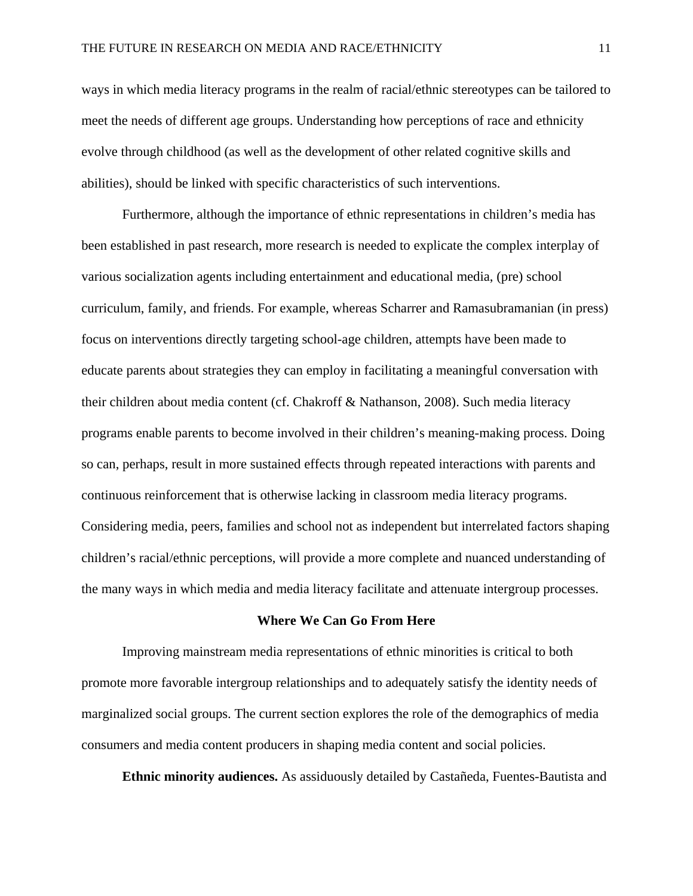ways in which media literacy programs in the realm of racial/ethnic stereotypes can be tailored to meet the needs of different age groups. Understanding how perceptions of race and ethnicity evolve through childhood (as well as the development of other related cognitive skills and abilities), should be linked with specific characteristics of such interventions.

Furthermore, although the importance of ethnic representations in children's media has been established in past research, more research is needed to explicate the complex interplay of various socialization agents including entertainment and educational media, (pre) school curriculum, family, and friends. For example, whereas Scharrer and Ramasubramanian (in press) focus on interventions directly targeting school-age children, attempts have been made to educate parents about strategies they can employ in facilitating a meaningful conversation with their children about media content (cf. Chakroff & Nathanson, 2008). Such media literacy programs enable parents to become involved in their children's meaning-making process. Doing so can, perhaps, result in more sustained effects through repeated interactions with parents and continuous reinforcement that is otherwise lacking in classroom media literacy programs. Considering media, peers, families and school not as independent but interrelated factors shaping children's racial/ethnic perceptions, will provide a more complete and nuanced understanding of the many ways in which media and media literacy facilitate and attenuate intergroup processes.

## Where We Can Go From Here

Improving mainstream media representations of ethnic minorities is critical to both promote more favorable intergroup relationships and to adequately satisfy the identity needs of marginalized social groups. The current section explores the role of the demographics of media consumers and media content producers in shaping media content and social policies.

**Ethnic minority audiences.** As assiduously detailed by Castañeda, Fuentes-Bautista and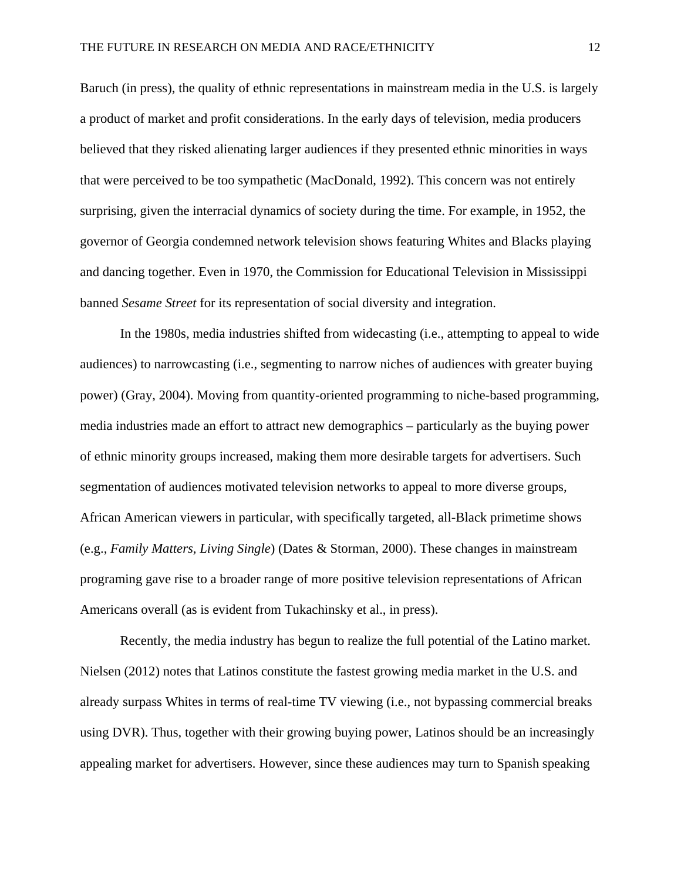Baruch (in press), the quality of ethnic representations in mainstream media in the U.S. is largely a product of market and profit considerations. In the early days of television, media producers believed that they risked alienating larger audiences if they presented ethnic minorities in ways that were perceived to be too sympathetic (MacDonald, 1992). This concern was not entirely surprising, given the interracial dynamics of society during the time. For example, in 1952, the governor of Georgia condemned network television shows featuring Whites and Blacks playing and dancing together. Even in 1970, the Commission for Educational Television in Mississippi banned *Sesame Street* for its representation of social diversity and integration.

In the 1980s, media industries shifted from widecasting (i.e., attempting to appeal to wide audiences) to narrowcasting (i.e., segmenting to narrow niches of audiences with greater buying power) (Gray, 2004). Moving from quantity-oriented programming to niche-based programming, media industries made an effort to attract new demographics – particularly as the buying power of ethnic minority groups increased, making them more desirable targets for advertisers. Such segmentation of audiences motivated television networks to appeal to more diverse groups, African American viewers in particular, with specifically targeted, all-Black primetime shows (e.g., *Family Matters, Living Single*) (Dates & Storman, 2000). These changes in mainstream programing gave rise to a broader range of more positive television representations of African Americans overall (as is evident from Tukachinsky et al., in press).

Recently, the media industry has begun to realize the full potential of the Latino market. Nielsen (2012) notes that Latinos constitute the fastest growing media market in the U.S. and already surpass Whites in terms of real-time TV viewing (i.e., not bypassing commercial breaks using DVR). Thus, together with their growing buying power, Latinos should be an increasingly appealing market for advertisers. However, since these audiences may turn to Spanish speaking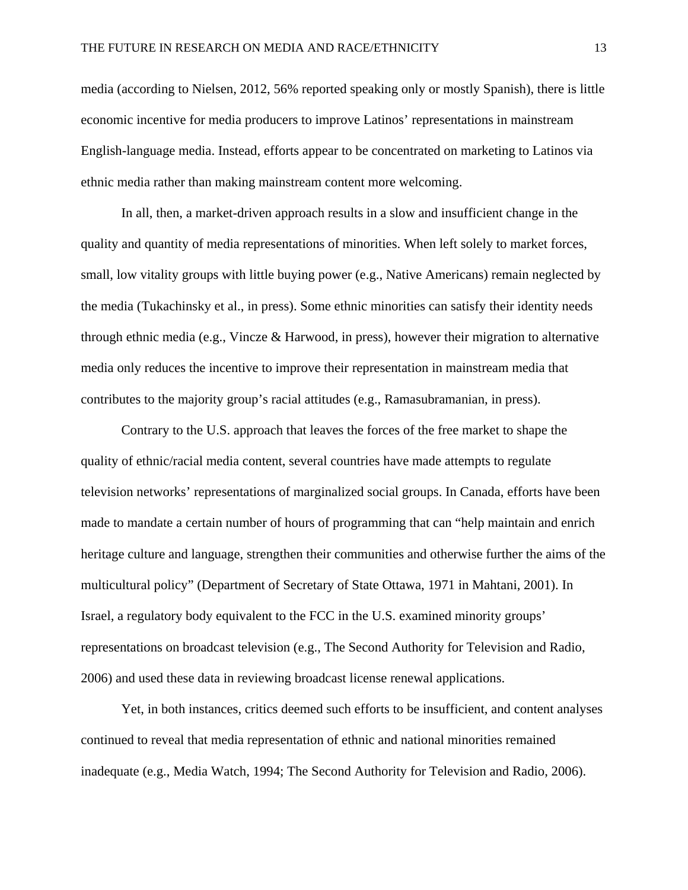media (according to Nielsen, 2012, 56% reported speaking only or mostly Spanish), there is little economic incentive for media producers to improve Latinos' representations in mainstream English-language media. Instead, efforts appear to be concentrated on marketing to Latinos via ethnic media rather than making mainstream content more welcoming.

In all, then, a market-driven approach results in a slow and insufficient change in the quality and quantity of media representations of minorities. When left solely to market forces, small, low vitality groups with little buying power (e.g., Native Americans) remain neglected by the media (Tukachinsky et al., in press). Some ethnic minorities can satisfy their identity needs through ethnic media (e.g., Vincze & Harwood, in press), however their migration to alternative media only reduces the incentive to improve their representation in mainstream media that contributes to the majority group's racial attitudes (e.g., Ramasubramanian, in press).

Contrary to the U.S. approach that leaves the forces of the free market to shape the quality of ethnic/racial media content, several countries have made attempts to regulate television networks' representations of marginalized social groups. In Canada, efforts have been made to mandate a certain number of hours of programming that can "help maintain and enrich heritage culture and language, strengthen their communities and otherwise further the aims of the multicultural policy" (Department of Secretary of State Ottawa, 1971 in Mahtani, 2001). In Israel, a regulatory body equivalent to the FCC in the U.S. examined minority groups' representations on broadcast television (e.g., The Second Authority for Television and Radio, 2006) and used these data in reviewing broadcast license renewal applications.

Yet, in both instances, critics deemed such efforts to be insufficient, and content analyses continued to reveal that media representation of ethnic and national minorities remained inadequate (e.g., Media Watch, 1994; The Second Authority for Television and Radio, 2006).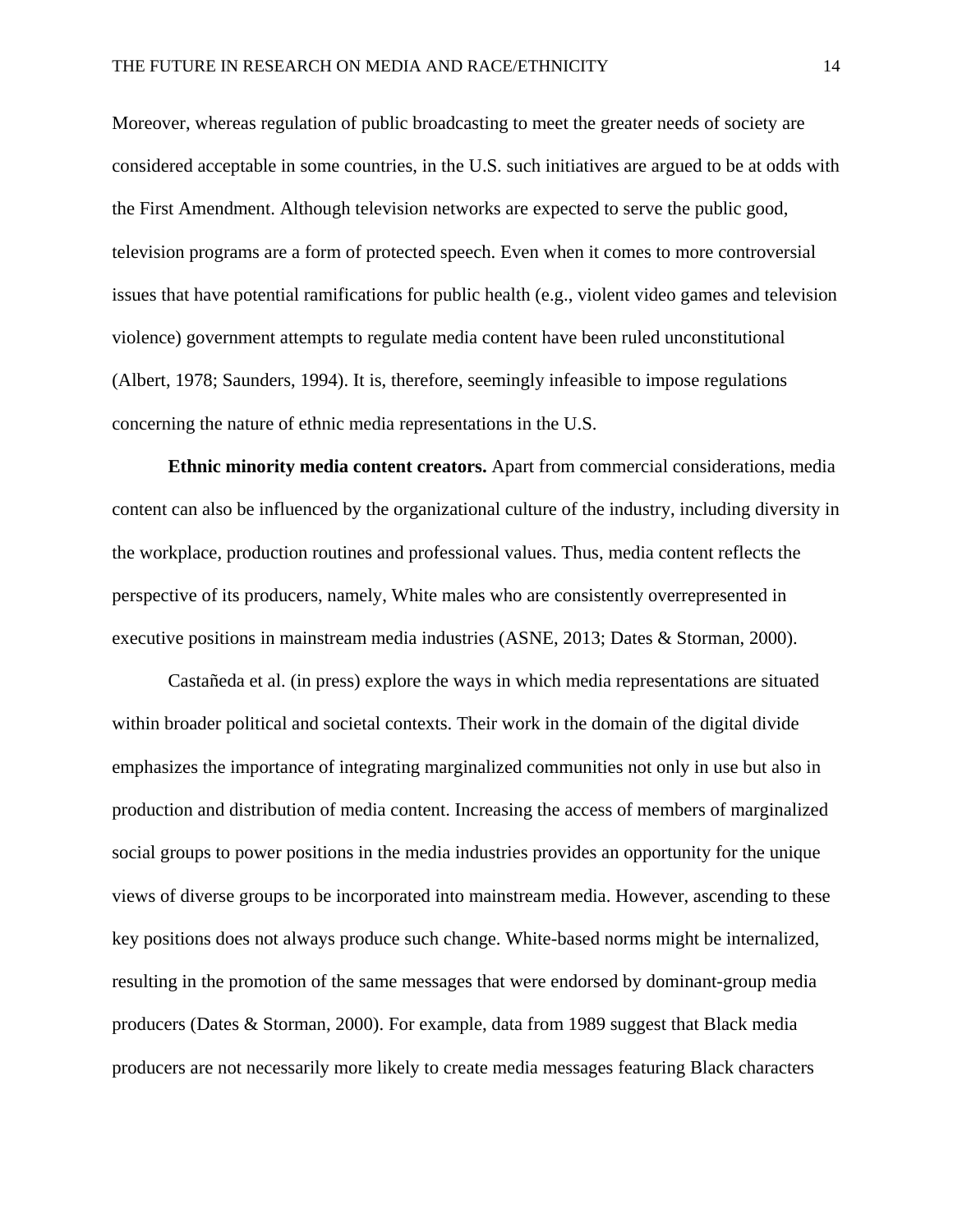Moreover, whereas regulation of public broadcasting to meet the greater needs of society are considered acceptable in some countries, in the U.S. such initiatives are argued to be at odds with the First Amendment. Although television networks are expected to serve the public good, television programs are a form of protected speech. Even when it comes to more controversial issues that have potential ramifications for public health (e.g., violent video games and television violence) government attempts to regulate media content have been ruled unconstitutional (Albert, 1978; Saunders, 1994). It is, therefore, seemingly infeasible to impose regulations concerning the nature of ethnic media representations in the U.S.

**Ethnic minority media content creators.** Apart from commercial considerations, media content can also be influenced by the organizational culture of the industry, including diversity in the workplace, production routines and professional values. Thus, media content reflects the perspective of its producers, namely, White males who are consistently overrepresented in executive positions in mainstream media industries (ASNE, 2013; Dates & Storman, 2000).

Castañeda et al. (in press) explore the ways in which media representations are situated within broader political and societal contexts. Their work in the domain of the digital divide emphasizes the importance of integrating marginalized communities not only in use but also in production and distribution of media content. Increasing the access of members of marginalized social groups to power positions in the media industries provides an opportunity for the unique views of diverse groups to be incorporated into mainstream media. However, ascending to these key positions does not always produce such change. White-based norms might be internalized, resulting in the promotion of the same messages that were endorsed by dominant-group media producers (Dates & Storman, 2000). For example, data from 1989 suggest that Black media producers are not necessarily more likely to create media messages featuring Black characters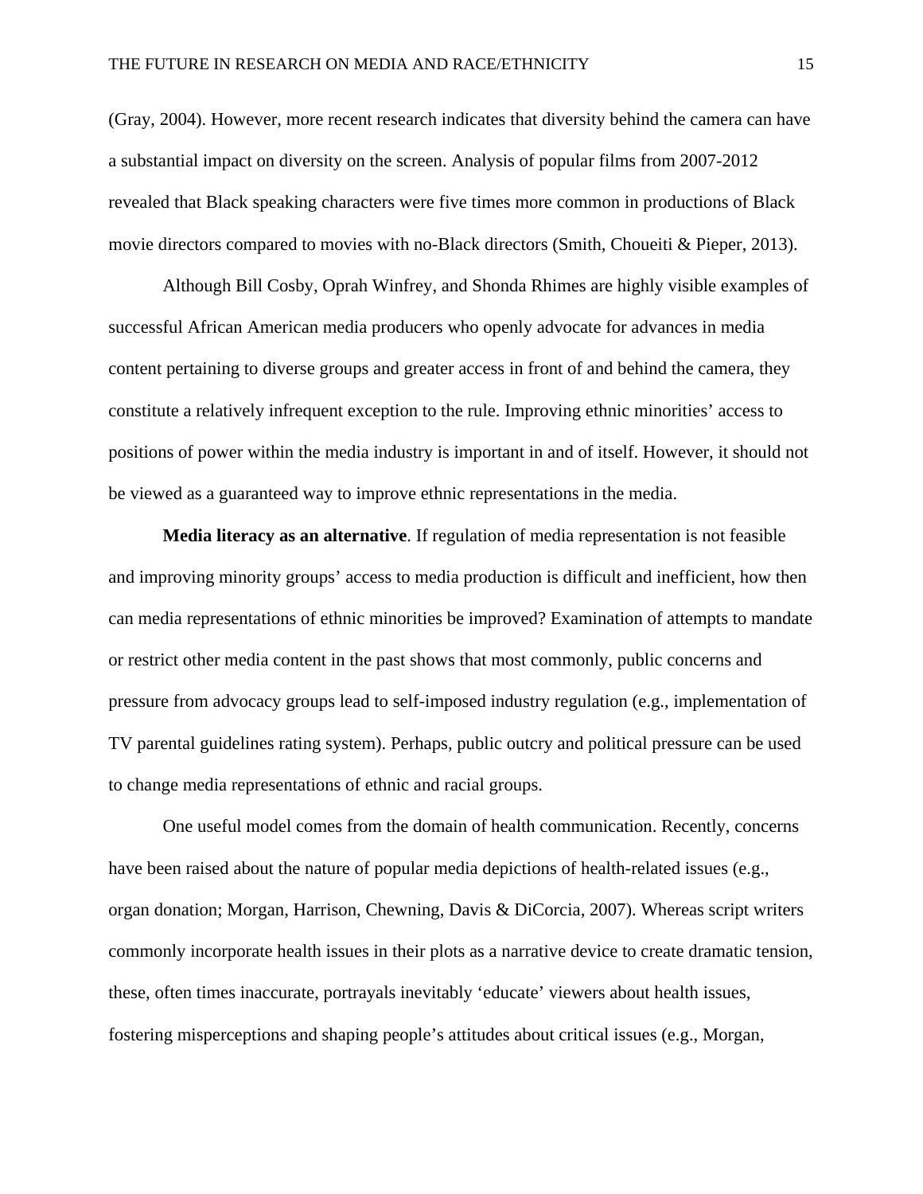(Gray, 2004). However, more recent research indicates that diversity behind the camera can have a substantial impact on diversity on the screen. Analysis of popular films from 2007-2012 revealed that Black speaking characters were five times more common in productions of Black movie directors compared to movies with no-Black directors (Smith, Choueiti & Pieper, 2013).

Although Bill Cosby, Oprah Winfrey, and Shonda Rhimes are highly visible examples of successful African American media producers who openly advocate for advances in media content pertaining to diverse groups and greater access in front of and behind the camera, they constitute a relatively infrequent exception to the rule. Improving ethnic minorities' access to positions of power within the media industry is important in and of itself. However, it should not be viewed as a guaranteed way to improve ethnic representations in the media.

**Media literacy as an alternative**. If regulation of media representation is not feasible and improving minority groups' access to media production is difficult and inefficient, how then can media representations of ethnic minorities be improved? Examination of attempts to mandate or restrict other media content in the past shows that most commonly, public concerns and pressure from advocacy groups lead to self-imposed industry regulation (e.g., implementation of TV parental guidelines rating system). Perhaps, public outcry and political pressure can be used to change media representations of ethnic and racial groups.

One useful model comes from the domain of health communication. Recently, concerns have been raised about the nature of popular media depictions of health-related issues (e.g., organ donation; Morgan, Harrison, Chewning, Davis & DiCorcia, 2007). Whereas script writers commonly incorporate health issues in their plots as a narrative device to create dramatic tension, these, often times inaccurate, portrayals inevitably 'educate' viewers about health issues, fostering misperceptions and shaping people's attitudes about critical issues (e.g., Morgan,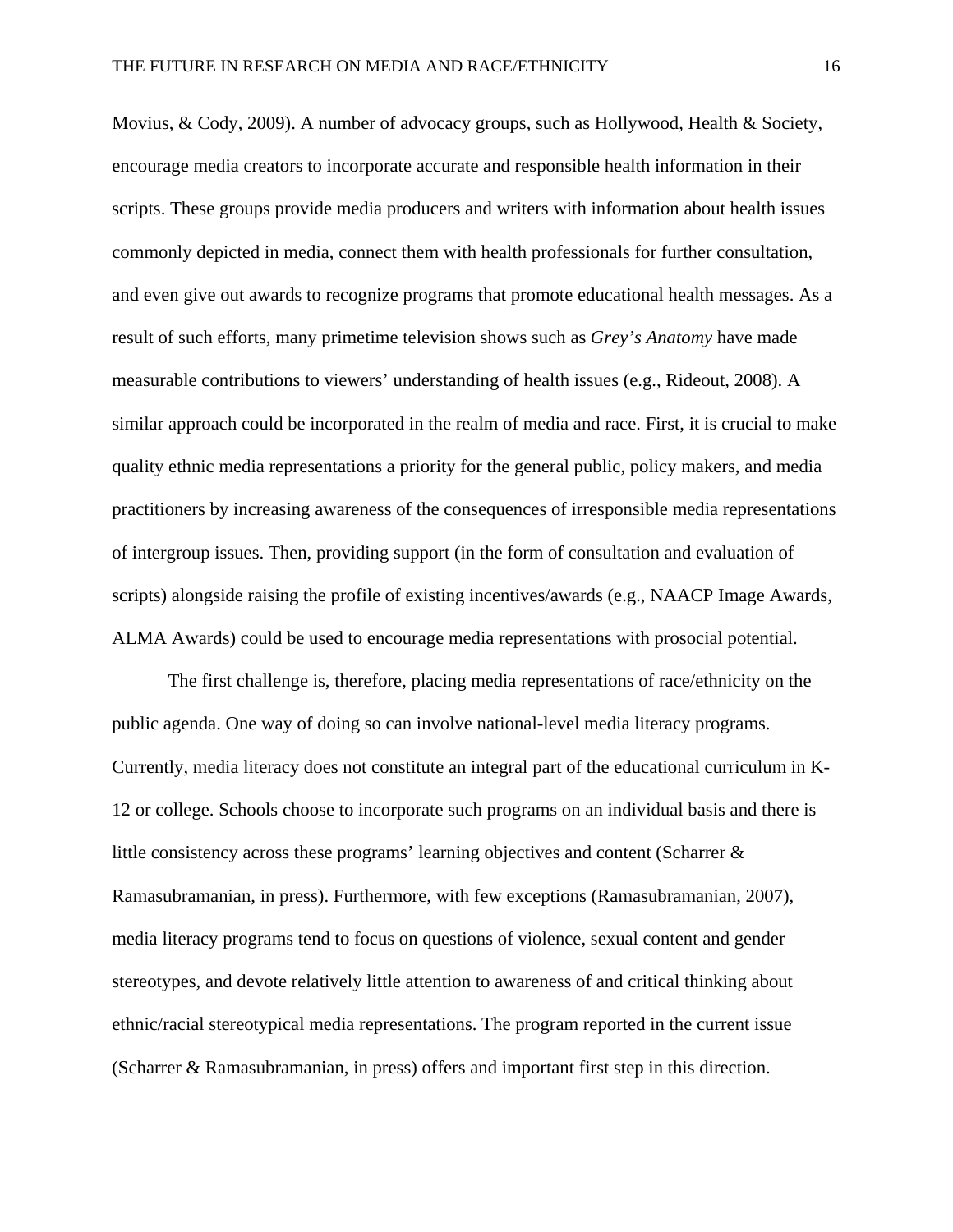Movius, & Cody, 2009). A number of advocacy groups, such as Hollywood, Health & Society, encourage media creators to incorporate accurate and responsible health information in their scripts. These groups provide media producers and writers with information about health issues commonly depicted in media, connect them with health professionals for further consultation, and even give out awards to recognize programs that promote educational health messages. As a result of such efforts, many primetime television shows such as *Grey's Anatomy* have made measurable contributions to viewers' understanding of health issues (e.g., Rideout, 2008). A similar approach could be incorporated in the realm of media and race. First, it is crucial to make quality ethnic media representations a priority for the general public, policy makers, and media practitioners by increasing awareness of the consequences of irresponsible media representations of intergroup issues. Then, providing support (in the form of consultation and evaluation of scripts) alongside raising the profile of existing incentives/awards (e.g., NAACP Image Awards, ALMA Awards) could be used to encourage media representations with prosocial potential.

The first challenge is, therefore, placing media representations of race/ethnicity on the public agenda. One way of doing so can involve national-level media literacy programs. Currently, media literacy does not constitute an integral part of the educational curriculum in K-12 or college. Schools choose to incorporate such programs on an individual basis and there is little consistency across these programs' learning objectives and content (Scharrer & Ramasubramanian, in press). Furthermore, with few exceptions (Ramasubramanian, 2007), media literacy programs tend to focus on questions of violence, sexual content and gender stereotypes, and devote relatively little attention to awareness of and critical thinking about ethnic/racial stereotypical media representations. The program reported in the current issue (Scharrer & Ramasubramanian, in press) offers and important first step in this direction.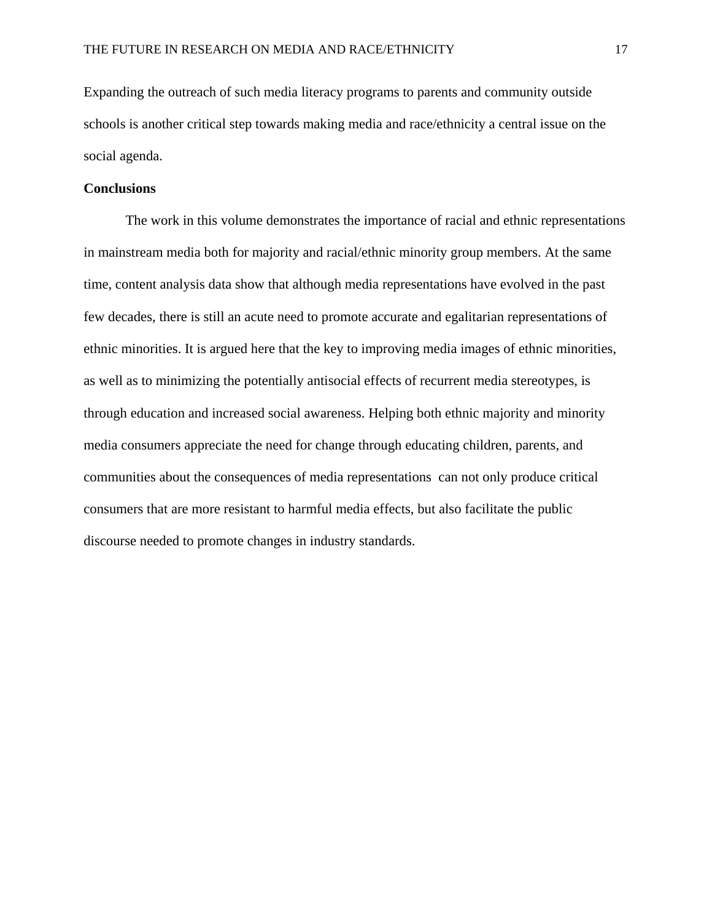Expanding the outreach of such media literacy programs to parents and community outside schools is another critical step towards making media and race/ethnicity a central issue on the social agenda.

**Conclusions**

The work in this volume demonstrates the importance of racial and ethnic representations in mainstream media both for majority and racial/ethnic minority group members. At the same time, content analysis data show that although media representations have evolved in the past few decades, there is still an acute need to promote accurate and egalitarian representations of ethnic minorities. It is argued here that the key to improving media images of ethnic minorities, as well as to minimizing the potentially antisocial effects of recurrent media stereotypes, is through education and increased social awareness. Helping both ethnic majority and minority media consumers appreciate the need for change through educating children, parents, and communities about the consequences of media representations can not only produce critical consumers that are more resistant to harmful media effects, but also facilitate the public discourse needed to promote changes in industry standards.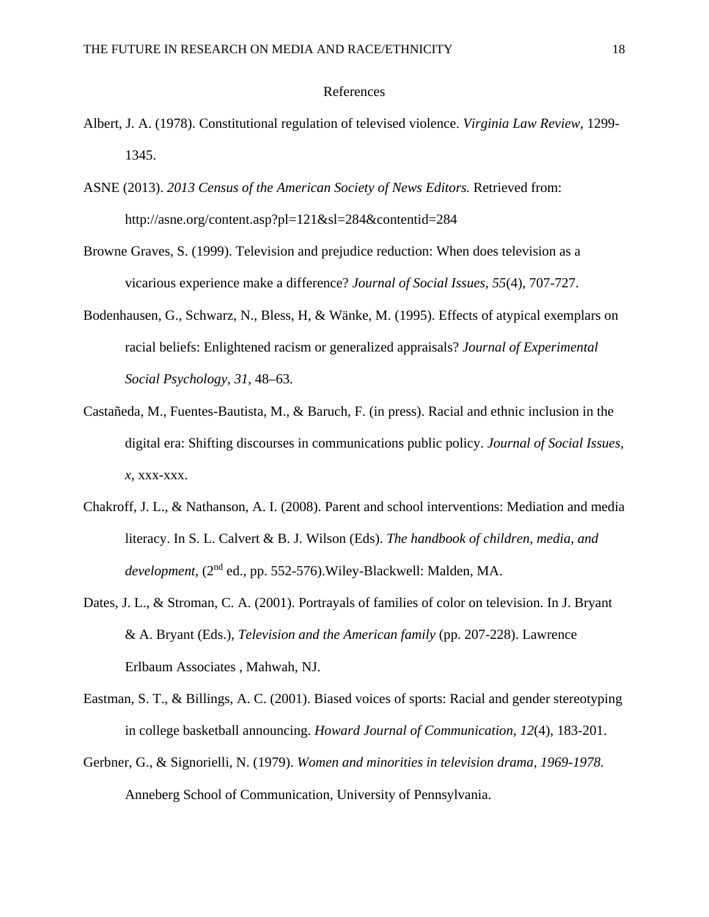# References

Albert, J. A. (1978). Constitutional regulation of televised violence. *Virginia Law Review*, 1299-1345.

ASNE (2013). *2013 Census of the American Society of News Editors.* Retrieved from: http://asne.org/content.asp?pl=121&sl=284&contentid=284

Browne Graves, S. (1999). Television and prejudice reduction: When does television as a vicarious experience make a difference? *Journal of Social Issues*, *55*(4), 707-727.

Bodenhausen, G., Schwarz, N., Bless, H, & Wänke, M. (1995). Effects of atypical exemplars on racial beliefs: Enlightened racism or generalized appraisals? *Journal of Experimental Social Psychology, 31*, 48–63.

Castañeda, M., Fuentes-Bautista, M., & Baruch, F. (in press). Racial and ethnic inclusion in the digital era: Shifting discourses in communications public policy. *Journal of Social Issues, x*, xxx-xxx.

Chakroff, J. L., & Nathanson, A. I. (2008). Parent and school interventions: Mediation and media literacy. In S. L. Calvert & B. J. Wilson (Eds). *The handbook of children, media, and development*, (2nd ed., pp. 552-576).Wiley-Blackwell: Malden, MA.

Dates, J. L., & Stroman, C. A. (2001). Portrayals of families of color on television. In J. Bryant & A. Bryant (Eds.), *Television and the American family* (pp. 207-228). Lawrence Erlbaum Associates , Mahwah, NJ.

Eastman, S. T., & Billings, A. C. (2001). Biased voices of sports: Racial and gender stereotyping in college basketball announcing. *Howard Journal of Communication*, *12*(4), 183-201.

Gerbner, G., & Signorielli, N. (1979). *Women and minorities in television drama, 1969-1978.* Anneberg School of Communication, University of Pennsylvania.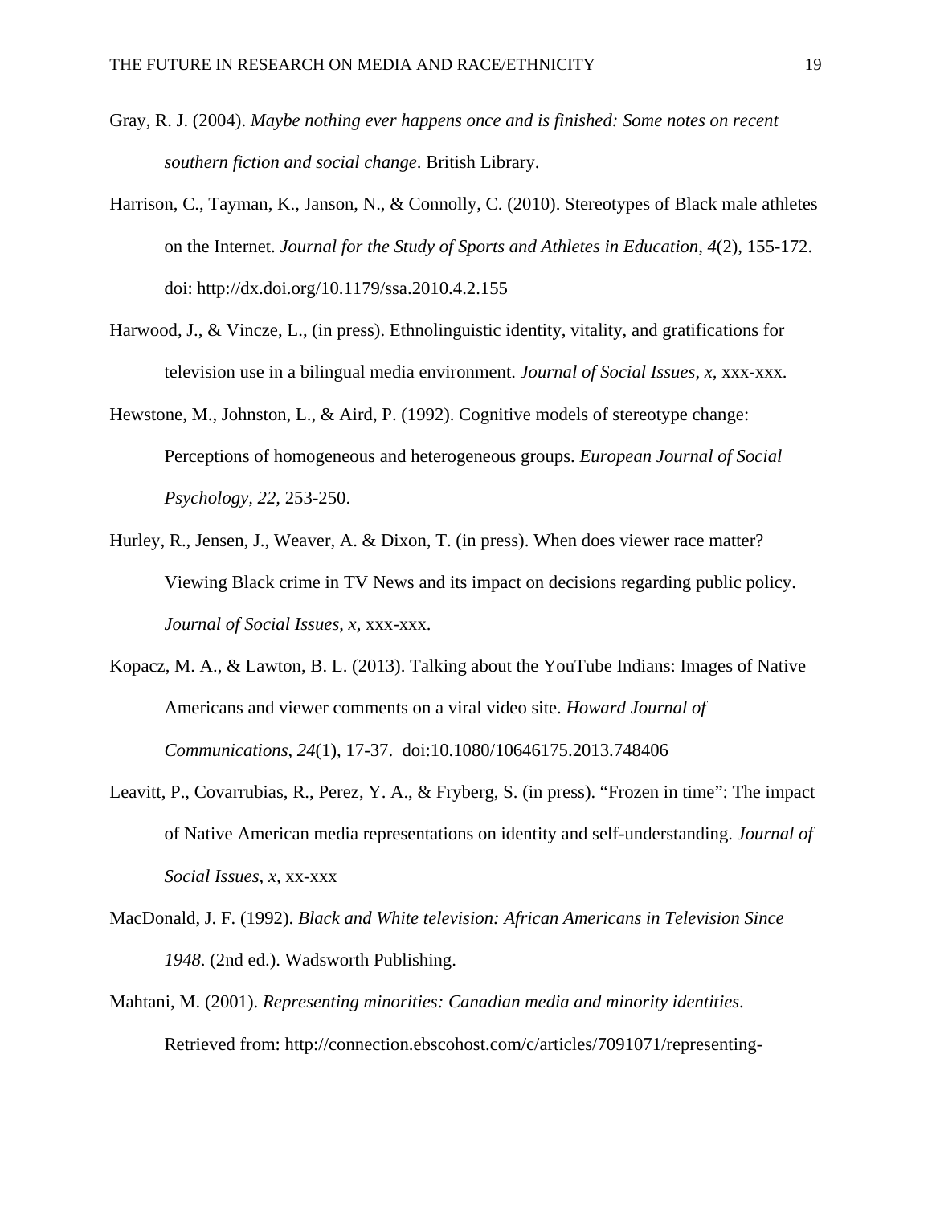Gray, R. J. (2004). *Maybe nothing ever happens once and is finished: Some notes on recent southern fiction and social change*. British Library.

Harrison, C., Tayman, K., Janson, N., & Connolly, C. (2010). Stereotypes of Black male athletes on the Internet. *Journal for the Study of Sports and Athletes in Education*, *4*(2), 155-172. doi: http://dx.doi.org/10.1179/ssa.2010.4.2.155

Harwood, J., & Vincze, L., (in press). Ethnolinguistic identity, vitality, and gratifications for television use in a bilingual media environment. *Journal of Social Issues*, *x,* xxx-xxx.

Hewstone, M., Johnston, L., & Aird, P. (1992). Cognitive models of stereotype change: Perceptions of homogeneous and heterogeneous groups. *European Journal of Social Psychology, 22,* 253-250.

Hurley, R., Jensen, J., Weaver, A. & Dixon, T. (in press). When does viewer race matter? Viewing Black crime in TV News and its impact on decisions regarding public policy. *Journal of Social Issues*, *x,* xxx-xxx.

Kopacz, M. A., & Lawton, B. L. (2013). Talking about the YouTube Indians: Images of Native Americans and viewer comments on a viral video site. *Howard Journal of Communications*, *24*(1), 17-37. doi:10.1080/10646175.2013.748406

Leavitt, P., Covarrubias, R., Perez, Y. A., & Fryberg, S. (in press). "Frozen in time": The impact of Native American media representations on identity and self-understanding. *Journal of Social Issues, x,* xx-xxx

MacDonald, J. F. (1992). *Black and White television: African Americans in Television Since 1948*. (2nd ed.). Wadsworth Publishing.

Mahtani, M. (2001). *Representing minorities: Canadian media and minority identities*. Retrieved from: http://connection.ebscohost.com/c/articles/7091071/representing-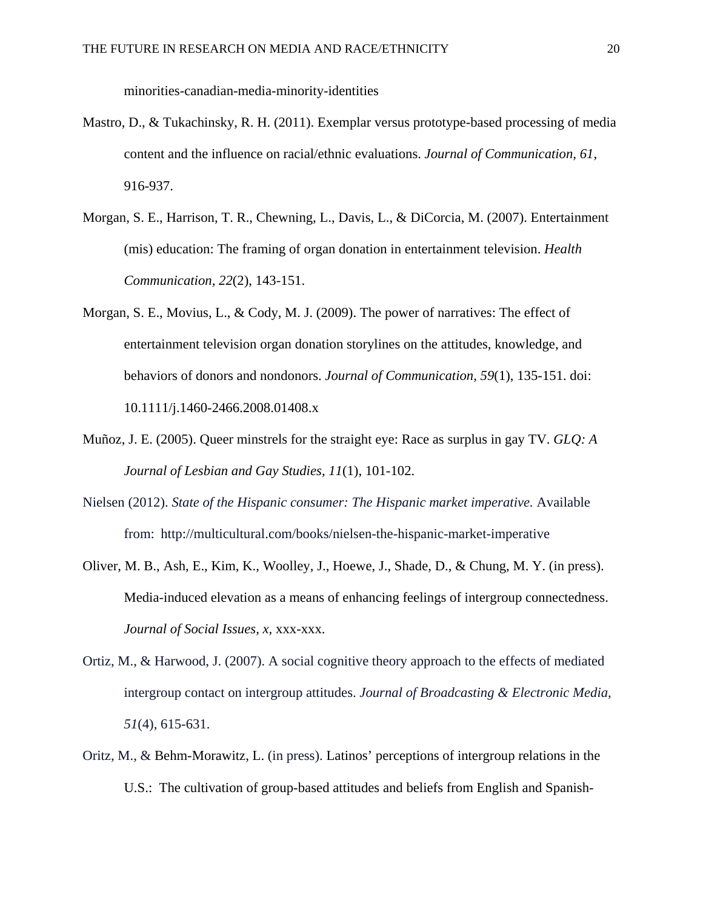minorities-canadian-media-minority-identities

Mastro, D., & Tukachinsky, R. H. (2011). Exemplar versus prototype-based processing of media content and the influence on racial/ethnic evaluations. *Journal of Communication, 61*, 916-937.

Morgan, S. E., Harrison, T. R., Chewning, L., Davis, L., & DiCorcia, M. (2007). Entertainment (mis) education: The framing of organ donation in entertainment television. *Health Communication, 22*(2), 143-151.

Morgan, S. E., Movius, L., & Cody, M. J. (2009). The power of narratives: The effect of entertainment television organ donation storylines on the attitudes, knowledge, and behaviors of donors and nondonors. *Journal of Communication, 59*(1), 135-151. doi: 10.1111/j.1460-2466.2008.01408.x

Muñoz, J. E. (2005). Queer minstrels for the straight eye: Race as surplus in gay TV. *GLQ: A Journal of Lesbian and Gay Studies, 11*(1), 101-102.

Nielsen (2012). *State of the Hispanic consumer: The Hispanic market imperative.* Available from: http://multicultural.com/books/nielsen-the-hispanic-market-imperative

Oliver, M. B., Ash, E., Kim, K., Woolley, J., Hoewe, J., Shade, D., & Chung, M. Y. (in press). Media-induced elevation as a means of enhancing feelings of intergroup connectedness. *Journal of Social Issues, x,* xxx-xxx.

Ortiz, M., & Harwood, J. (2007). A social cognitive theory approach to the effects of mediated intergroup contact on intergroup attitudes. *Journal of Broadcasting & Electronic Media, 51*(4), 615-631.

Oritz, M., & Behm-Morawitz, L. (in press). Latinos' perceptions of intergroup relations in the U.S.: The cultivation of group-based attitudes and beliefs from English and Spanish-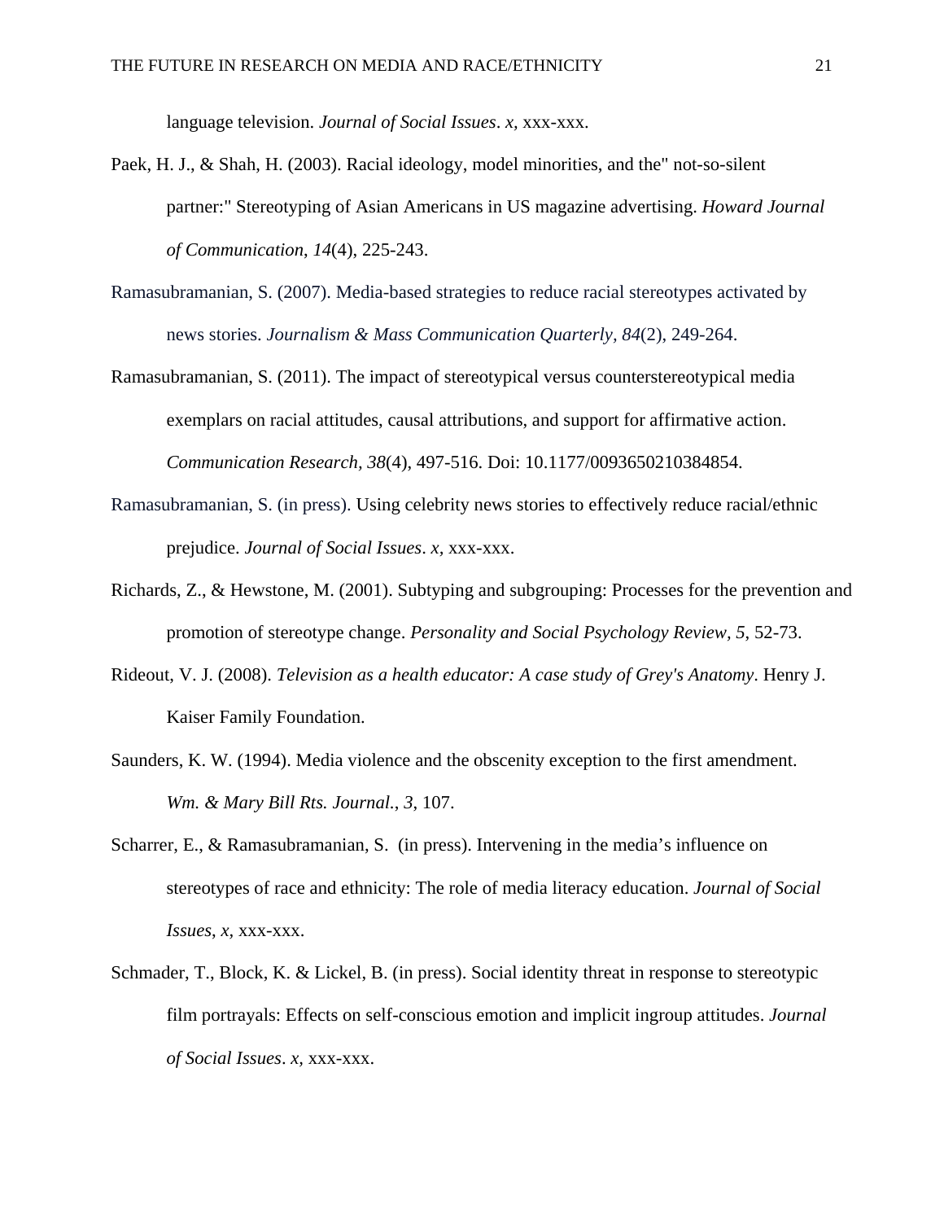language television. *Journal of Social Issues*. *x,* xxx-xxx.

Paek, H. J., & Shah, H. (2003). Racial ideology, model minorities, and the" not-so-silent partner:" Stereotyping of Asian Americans in US magazine advertising. *Howard Journal of Communication*, *14*(4), 225-243.

Ramasubramanian, S. (2007). Media-based strategies to reduce racial stereotypes activated by news stories. *Journalism & Mass Communication Quarterly, 84*(2), 249-264.

Ramasubramanian, S. (2011). The impact of stereotypical versus counterstereotypical media exemplars on racial attitudes, causal attributions, and support for affirmative action. *Communication Research, 38*(4), 497-516. Doi: 10.1177/0093650210384854.

Ramasubramanian, S. (in press). Using celebrity news stories to effectively reduce racial/ethnic prejudice. *Journal of Social Issues*. *x,* xxx-xxx.

Richards, Z., & Hewstone, M. (2001). Subtyping and subgrouping: Processes for the prevention and promotion of stereotype change. *Personality and Social Psychology Review, 5,* 52-73.

Rideout, V. J. (2008). *Television as a health educator: A case study of Grey's Anatomy*. Henry J. Kaiser Family Foundation.

Saunders, K. W. (1994). Media violence and the obscenity exception to the first amendment. *Wm. & Mary Bill Rts. Journal., 3*, 107.

Scharrer, E., & Ramasubramanian, S. (in press). Intervening in the media's influence on stereotypes of race and ethnicity: The role of media literacy education. *Journal of Social Issues*, *x,* xxx-xxx.

Schmader, T., Block, K. & Lickel, B. (in press). Social identity threat in response to stereotypic film portrayals: Effects on self-conscious emotion and implicit ingroup attitudes. *Journal of Social Issues*. *x,* xxx-xxx.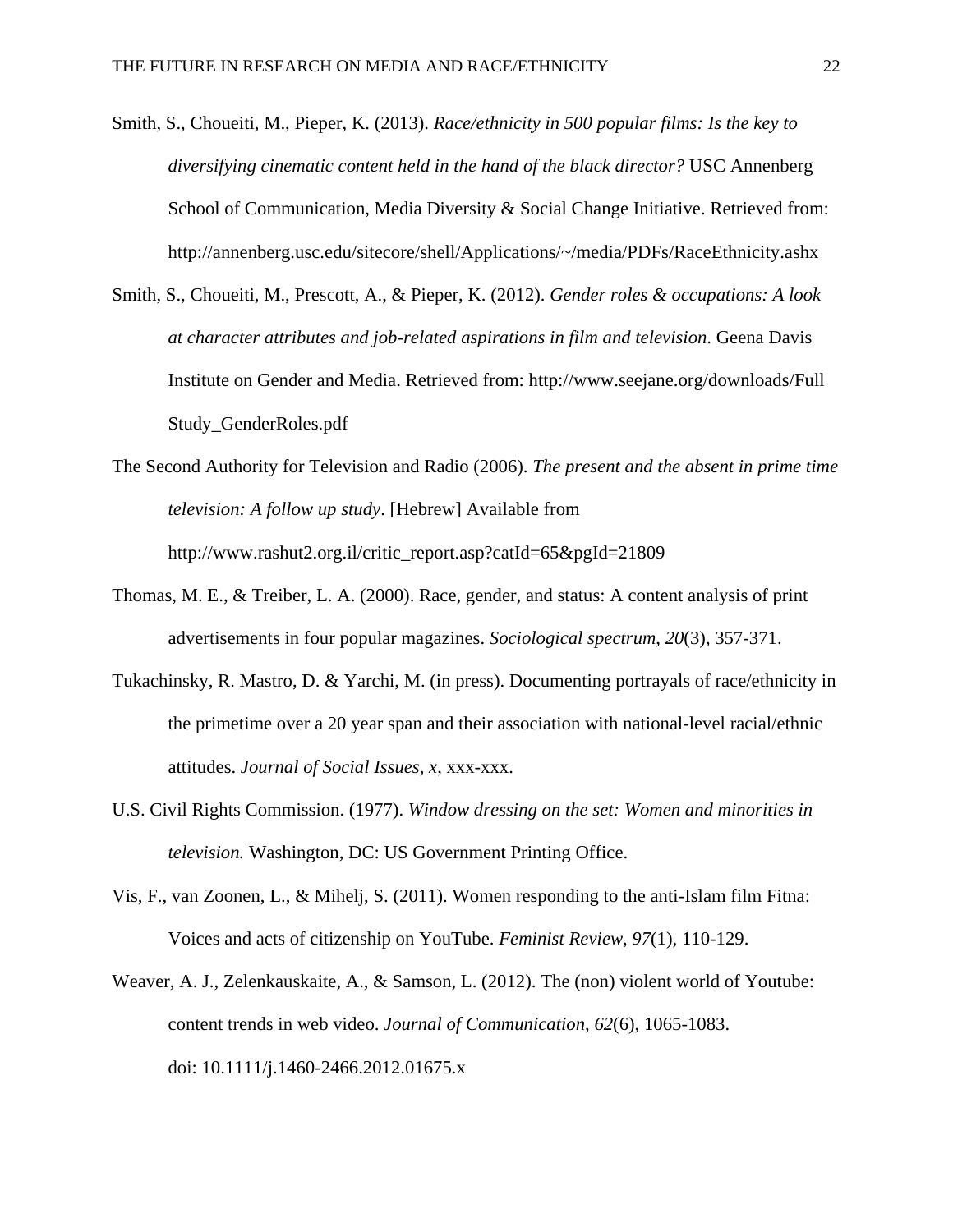Smith, S., Choueiti, M., Pieper, K. (2013). *Race/ethnicity in 500 popular films: Is the key to diversifying cinematic content held in the hand of the black director?* USC Annenberg School of Communication, Media Diversity & Social Change Initiative. Retrieved from: http://annenberg.usc.edu/sitecore/shell/Applications/~/media/PDFs/RaceEthnicity.ashx

Smith, S., Choueiti, M., Prescott, A., & Pieper, K. (2012). *Gender roles & occupations: A look at character attributes and job-related aspirations in film and television*. Geena Davis Institute on Gender and Media. Retrieved from: http://www.seejane.org/downloads/Full Study_GenderRoles.pdf

The Second Authority for Television and Radio (2006). *The present and the absent in prime time television: A follow up study*. [Hebrew] Available from http://www.rashut2.org.il/critic_report.asp?catId=65&pgId=21809

Thomas, M. E., & Treiber, L. A. (2000). Race, gender, and status: A content analysis of print advertisements in four popular magazines. *Sociological spectrum*, *20*(3), 357-371.

Tukachinsky, R. Mastro, D. & Yarchi, M. (in press). Documenting portrayals of race/ethnicity in the primetime over a 20 year span and their association with national-level racial/ethnic attitudes. *Journal of Social Issues, x*, xxx-xxx.

U.S. Civil Rights Commission. (1977). *Window dressing on the set: Women and minorities in television.* Washington, DC: US Government Printing Office.

Vis, F., van Zoonen, L., & Mihelj, S. (2011). Women responding to the anti-Islam film Fitna: Voices and acts of citizenship on YouTube. *Feminist Review*, *97*(1), 110-129.

Weaver, A. J., Zelenkauskaite, A., & Samson, L. (2012). The (non) violent world of Youtube: content trends in web video. *Journal of Communication*, *62*(6), 1065-1083. doi: 10.1111/j.1460-2466.2012.01675.x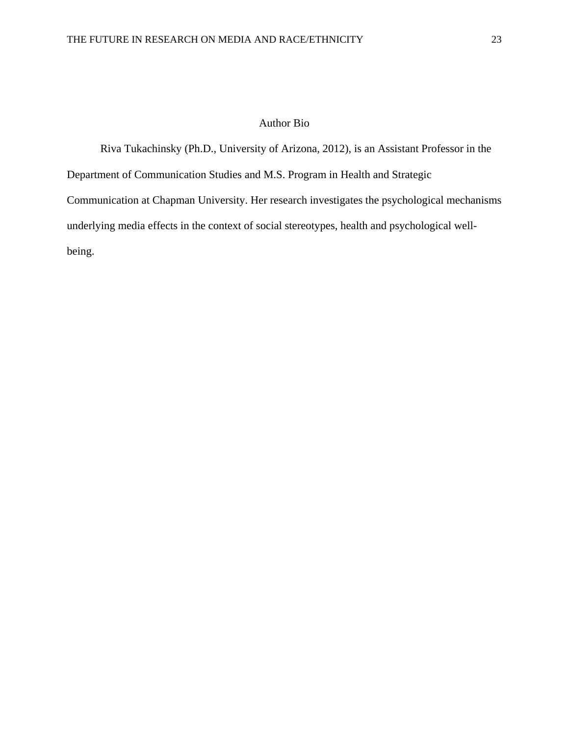# Author Bio

Riva Tukachinsky (Ph.D., University of Arizona, 2012), is an Assistant Professor in the Department of Communication Studies and M.S. Program in Health and Strategic Communication at Chapman University. Her research investigates the psychological mechanisms underlying media effects in the context of social stereotypes, health and psychological well-being.